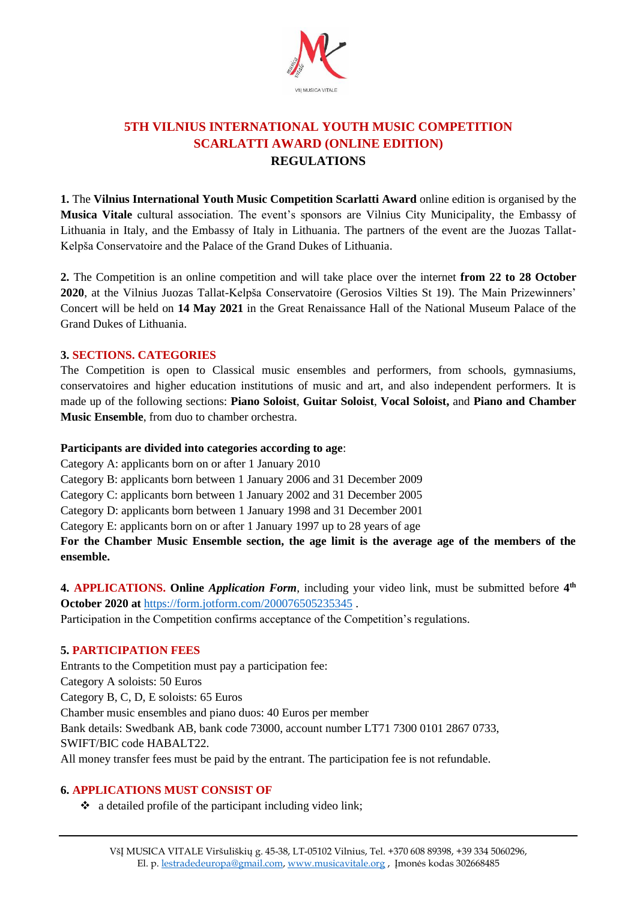# 5TH VILNIUS INTERNATIONAL YOUTH MUSIC COMPETITION SCARLATTI AWARD (ONLINE EDITION)

## REGULATIONS

**1.** The **Vilnius International Youth Music Competition Scarlatti Award** online edition is organised by the **Musica Vitale** cultural association. The event's sponsors are Vilnius City Municipality, the Embassy of Lithuania in Italy, and the Embassy of Italy in Lithuania. The partners of the event are the Juozas Tallat-Kelpša Conservatoire and the Palace of the Grand Dukes of Lithuania.

**2.** The Competition is an online competition and will take place over the internet **from 22 to 28 October 2020**, at the Vilnius Juozas Tallat-Kelpša Conservatoire (Gerosios Vilties St 19). The Main Prizewinners' Concert will be held on **14 May 2021** in the Great Renaissance Hall of the National Museum Palace of the Grand Dukes of Lithuania.

**3. SECTIONS. CATEGORIES**

The Competition is open to Classical music ensembles and performers, from schools, gymnasiums, conservatoires and higher education institutions of music and art, and also independent performers. It is made up of the following sections: **Piano Soloist**, **Guitar Soloist**, **Vocal Soloist,** and **Piano and Chamber Music Ensemble**, from duo to chamber orchestra.

**Participants are divided into categories according to age**:

Category A: applicants born on or after 1 January 2010

Category B: applicants born between 1 January 2006 and 31 December 2009

Category C: applicants born between 1 January 2002 and 31 December 2005

Category D: applicants born between 1 January 1998 and 31 December 2001

Category E: applicants born on or after 1 January 1997 up to 28 years of age

**For the Chamber Music Ensemble section, the age limit is the average age of the members of the ensemble.**

**4. APPLICATIONS. Online** ***Application Form***, including your video link, must be submitted before **4th October 2020 at** https://form.jotform.com/200076505235345 .

Participation in the Competition confirms acceptance of the Competition's regulations.

**5. PARTICIPATION FEES**

Entrants to the Competition must pay a participation fee:

Category A soloists: 50 Euros

Category B, C, D, E soloists: 65 Euros

Chamber music ensembles and piano duos: 40 Euros per member

Bank details: Swedbank AB, bank code 73000, account number LT71 7300 0101 2867 0733, SWIFT/BIC code HABALT22.

All money transfer fees must be paid by the entrant. The participation fee is not refundable.

**6. APPLICATIONS MUST CONSIST OF**

- a detailed profile of the participant including video link;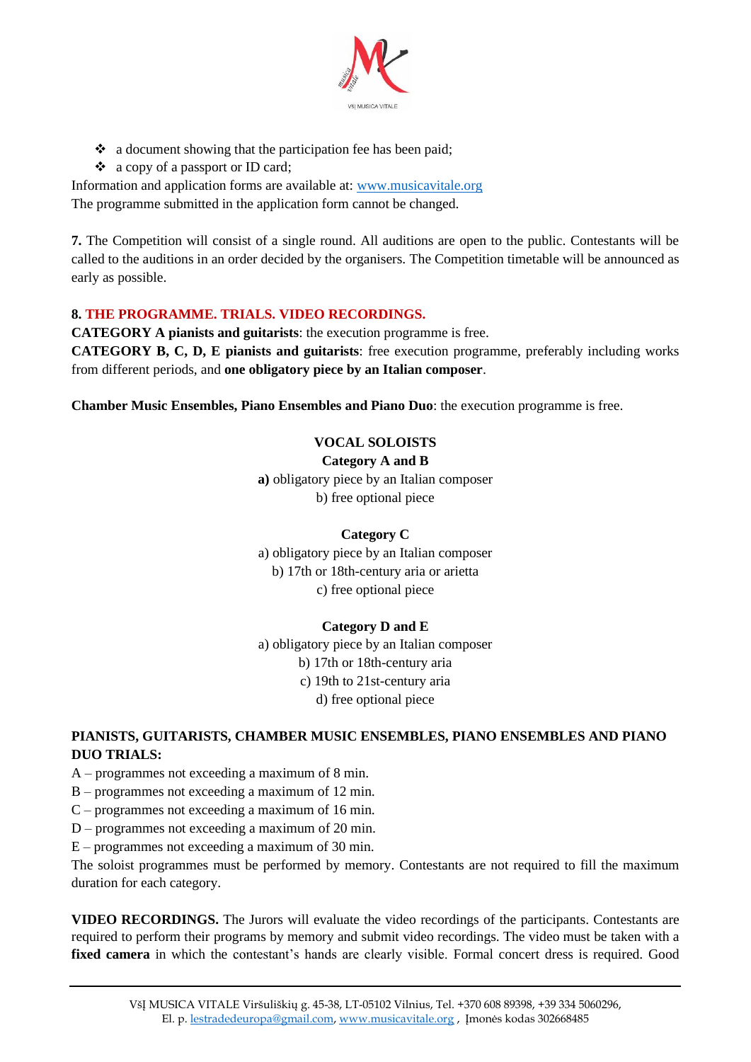- a document showing that the participation fee has been paid;
- a copy of a passport or ID card;

Information and application forms are available at: www.musicavitale.org
The programme submitted in the application form cannot be changed.

**7.** The Competition will consist of a single round. All auditions are open to the public. Contestants will be called to the auditions in an order decided by the organisers. The Competition timetable will be announced as early as possible.

**8. THE PROGRAMME. TRIALS. VIDEO RECORDINGS.**

**CATEGORY A pianists and guitarists**: the execution programme is free.
**CATEGORY B, C, D, E pianists and guitarists**: free execution programme, preferably including works from different periods, and **one obligatory piece by an Italian composer**.

**Chamber Music Ensembles, Piano Ensembles and Piano Duo**: the execution programme is free.

**VOCAL SOLOISTS**

**Category A and B**

**a)** obligatory piece by an Italian composer
b) free optional piece

**Category C**

a) obligatory piece by an Italian composer
b) 17th or 18th-century aria or arietta
c) free optional piece

**Category D and E**

a) obligatory piece by an Italian composer
b) 17th or 18th-century aria
c) 19th to 21st-century aria
d) free optional piece

**PIANISTS, GUITARISTS, CHAMBER MUSIC ENSEMBLES, PIANO ENSEMBLES AND PIANO DUO TRIALS:**

A – programmes not exceeding a maximum of 8 min.
B – programmes not exceeding a maximum of 12 min.
C – programmes not exceeding a maximum of 16 min.
D – programmes not exceeding a maximum of 20 min.
E – programmes not exceeding a maximum of 30 min.
The soloist programmes must be performed by memory. Contestants are not required to fill the maximum duration for each category.

**VIDEO RECORDINGS.** The Jurors will evaluate the video recordings of the participants. Contestants are required to perform their programs by memory and submit video recordings. The video must be taken with a **fixed camera** in which the contestant's hands are clearly visible. Formal concert dress is required. Good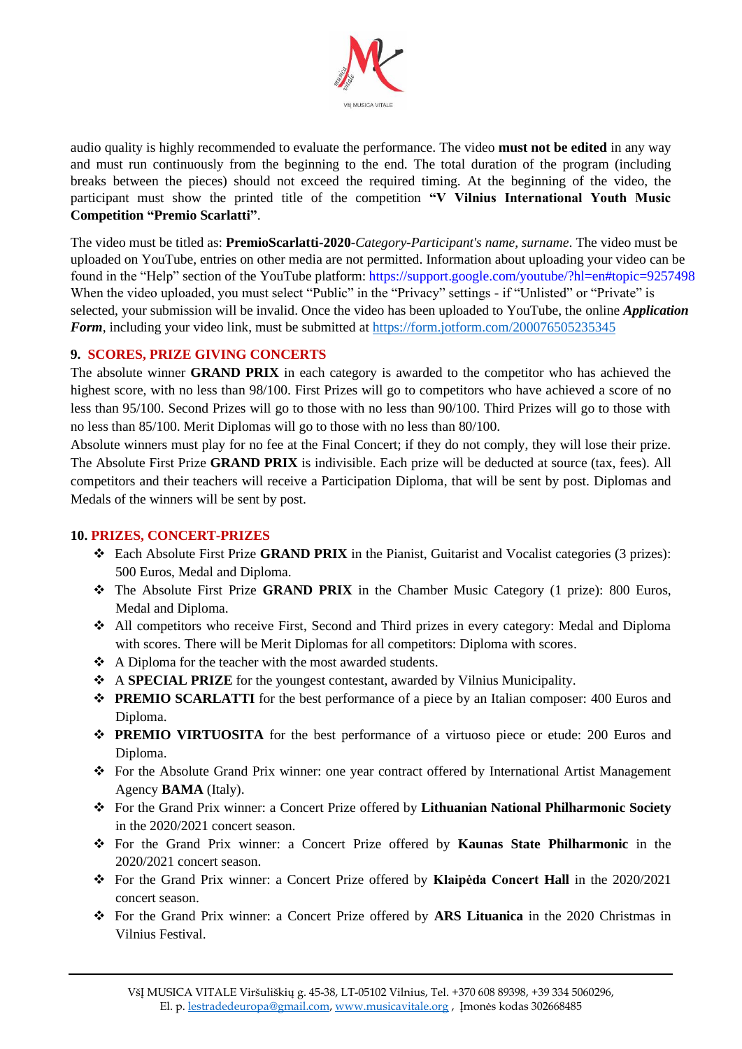audio quality is highly recommended to evaluate the performance. The video **must not be edited** in any way and must run continuously from the beginning to the end. The total duration of the program (including breaks between the pieces) should not exceed the required timing. At the beginning of the video, the participant must show the printed title of the competition **"V Vilnius International Youth Music Competition "Premio Scarlatti"**.

The video must be titled as: **PremioScarlatti-2020**-*Category-Participant's name, surname*. The video must be uploaded on YouTube, entries on other media are not permitted. Information about uploading your video can be found in the "Help" section of the YouTube platform: https://support.google.com/youtube/?hl=en#topic=9257498 When the video uploaded, you must select "Public" in the "Privacy" settings - if "Unlisted" or "Private" is selected, your submission will be invalid. Once the video has been uploaded to YouTube, the online ***Application Form***, including your video link, must be submitted at https://form.jotform.com/200076505235345

## 9. SCORES, PRIZE GIVING CONCERTS

The absolute winner **GRAND PRIX** in each category is awarded to the competitor who has achieved the highest score, with no less than 98/100. First Prizes will go to competitors who have achieved a score of no less than 95/100. Second Prizes will go to those with no less than 90/100. Third Prizes will go to those with no less than 85/100. Merit Diplomas will go to those with no less than 80/100.

Absolute winners must play for no fee at the Final Concert; if they do not comply, they will lose their prize. The Absolute First Prize **GRAND PRIX** is indivisible. Each prize will be deducted at source (tax, fees). All competitors and their teachers will receive a Participation Diploma, that will be sent by post. Diplomas and Medals of the winners will be sent by post.

## 10. PRIZES, CONCERT-PRIZES

- Each Absolute First Prize **GRAND PRIX** in the Pianist, Guitarist and Vocalist categories (3 prizes): 500 Euros, Medal and Diploma.
- The Absolute First Prize **GRAND PRIX** in the Chamber Music Category (1 prize): 800 Euros, Medal and Diploma.
- All competitors who receive First, Second and Third prizes in every category: Medal and Diploma with scores. There will be Merit Diplomas for all competitors: Diploma with scores.
- A Diploma for the teacher with the most awarded students.
- A **SPECIAL PRIZE** for the youngest contestant, awarded by Vilnius Municipality.
- **PREMIO SCARLATTI** for the best performance of a piece by an Italian composer: 400 Euros and Diploma.
- **PREMIO VIRTUOSITA** for the best performance of a virtuoso piece or etude: 200 Euros and Diploma.
- For the Absolute Grand Prix winner: one year contract offered by International Artist Management Agency **BAMA** (Italy).
- For the Grand Prix winner: a Concert Prize offered by **Lithuanian National Philharmonic Society** in the 2020/2021 concert season.
- For the Grand Prix winner: a Concert Prize offered by **Kaunas State Philharmonic** in the 2020/2021 concert season.
- For the Grand Prix winner: a Concert Prize offered by **Klaipėda Concert Hall** in the 2020/2021 concert season.
- For the Grand Prix winner: a Concert Prize offered by **ARS Lituanica** in the 2020 Christmas in Vilnius Festival.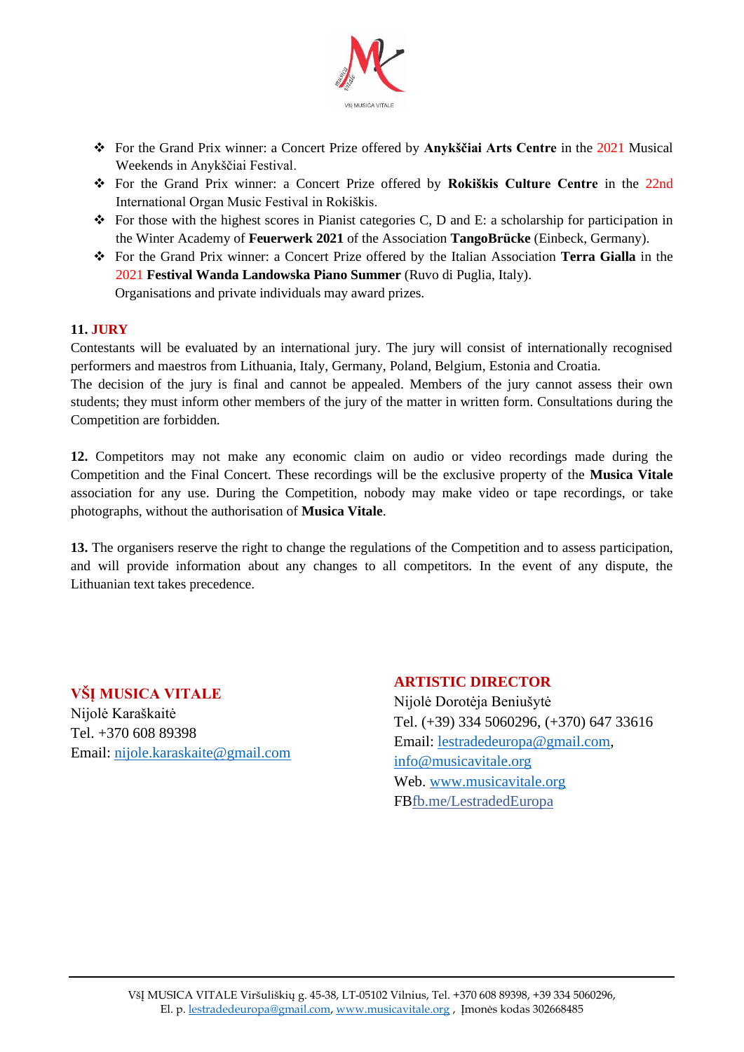- For the Grand Prix winner: a Concert Prize offered by **Anykščiai Arts Centre** in the 2021 Musical Weekends in Anykščiai Festival.
- For the Grand Prix winner: a Concert Prize offered by **Rokiškis Culture Centre** in the 22nd International Organ Music Festival in Rokiškis.
- For those with the highest scores in Pianist categories C, D and E: a scholarship for participation in the Winter Academy of **Feuerwerk 2021** of the Association **TangoBrücke** (Einbeck, Germany).
- For the Grand Prix winner: a Concert Prize offered by the Italian Association **Terra Gialla** in the 2021 **Festival Wanda Landowska Piano Summer** (Ruvo di Puglia, Italy).

  Organisations and private individuals may award prizes.

**11. JURY**

Contestants will be evaluated by an international jury. The jury will consist of internationally recognised performers and maestros from Lithuania, Italy, Germany, Poland, Belgium, Estonia and Croatia.
The decision of the jury is final and cannot be appealed. Members of the jury cannot assess their own students; they must inform other members of the jury of the matter in written form. Consultations during the Competition are forbidden.

**12.** Competitors may not make any economic claim on audio or video recordings made during the Competition and the Final Concert. These recordings will be the exclusive property of the **Musica Vitale** association for any use. During the Competition, nobody may make video or tape recordings, or take photographs, without the authorisation of **Musica Vitale**.

**13.** The organisers reserve the right to change the regulations of the Competition and to assess participation, and will provide information about any changes to all competitors. In the event of any dispute, the Lithuanian text takes precedence.

**VŠĮ MUSICA VITALE**
Nijolė Karaškaitė
Tel. +370 608 89398
Email: nijole.karaskaite@gmail.com

**ARTISTIC DIRECTOR**
Nijolė Dorotėja Beniušytė
Tel. (+39) 334 5060296, (+370) 647 33616
Email: lestradedeuropa@gmail.com, info@musicavitale.org
Web. www.musicavitale.org
FB fb.me/LestradedEuropa